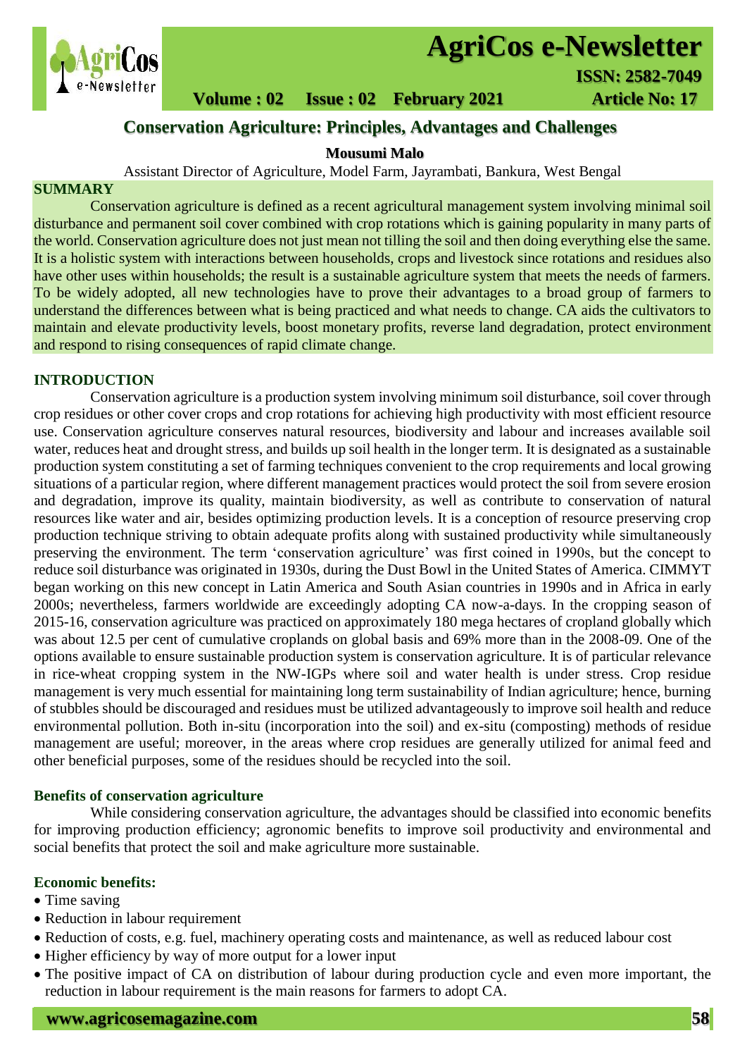# Conservation Agriculture: Principles, Advantages and Challenges

**Mousumi Malo**

Assistant Director of Agriculture, Model Farm, Jayrambati, Bankura, West Bengal

## SUMMARY

Conservation agriculture is defined as a recent agricultural management system involving minimal soil disturbance and permanent soil cover combined with crop rotations which is gaining popularity in many parts of the world. Conservation agriculture does not just mean not tilling the soil and then doing everything else the same. It is a holistic system with interactions between households, crops and livestock since rotations and residues also have other uses within households; the result is a sustainable agriculture system that meets the needs of farmers. To be widely adopted, all new technologies have to prove their advantages to a broad group of farmers to understand the differences between what is being practiced and what needs to change. CA aids the cultivators to maintain and elevate productivity levels, boost monetary profits, reverse land degradation, protect environment and respond to rising consequences of rapid climate change.

## INTRODUCTION

Conservation agriculture is a production system involving minimum soil disturbance, soil cover through crop residues or other cover crops and crop rotations for achieving high productivity with most efficient resource use. Conservation agriculture conserves natural resources, biodiversity and labour and increases available soil water, reduces heat and drought stress, and builds up soil health in the longer term. It is designated as a sustainable production system constituting a set of farming techniques convenient to the crop requirements and local growing situations of a particular region, where different management practices would protect the soil from severe erosion and degradation, improve its quality, maintain biodiversity, as well as contribute to conservation of natural resources like water and air, besides optimizing production levels. It is a conception of resource preserving crop production technique striving to obtain adequate profits along with sustained productivity while simultaneously preserving the environment. The term 'conservation agriculture' was first coined in 1990s, but the concept to reduce soil disturbance was originated in 1930s, during the Dust Bowl in the United States of America. CIMMYT began working on this new concept in Latin America and South Asian countries in 1990s and in Africa in early 2000s; nevertheless, farmers worldwide are exceedingly adopting CA now-a-days. In the cropping season of 2015-16, conservation agriculture was practiced on approximately 180 mega hectares of cropland globally which was about 12.5 per cent of cumulative croplands on global basis and 69% more than in the 2008-09. One of the options available to ensure sustainable production system is conservation agriculture. It is of particular relevance in rice-wheat cropping system in the NW-IGPs where soil and water health is under stress. Crop residue management is very much essential for maintaining long term sustainability of Indian agriculture; hence, burning of stubbles should be discouraged and residues must be utilized advantageously to improve soil health and reduce environmental pollution. Both in-situ (incorporation into the soil) and ex-situ (composting) methods of residue management are useful; moreover, in the areas where crop residues are generally utilized for animal feed and other beneficial purposes, some of the residues should be recycled into the soil.

### Benefits of conservation agriculture

While considering conservation agriculture, the advantages should be classified into economic benefits for improving production efficiency; agronomic benefits to improve soil productivity and environmental and social benefits that protect the soil and make agriculture more sustainable.

#### Economic benefits:

- Time saving
- Reduction in labour requirement
- Reduction of costs, e.g. fuel, machinery operating costs and maintenance, as well as reduced labour cost
- Higher efficiency by way of more output for a lower input
- The positive impact of CA on distribution of labour during production cycle and even more important, the reduction in labour requirement is the main reasons for farmers to adopt CA.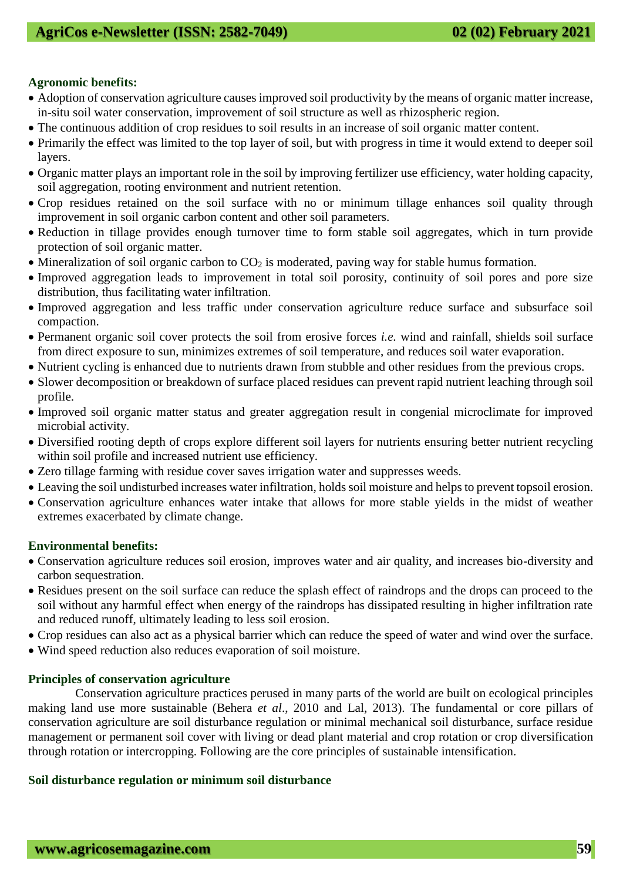**Agronomic benefits:**

- Adoption of conservation agriculture causes improved soil productivity by the means of organic matter increase, in-situ soil water conservation, improvement of soil structure as well as rhizospheric region.
- The continuous addition of crop residues to soil results in an increase of soil organic matter content.
- Primarily the effect was limited to the top layer of soil, but with progress in time it would extend to deeper soil layers.
- Organic matter plays an important role in the soil by improving fertilizer use efficiency, water holding capacity, soil aggregation, rooting environment and nutrient retention.
- Crop residues retained on the soil surface with no or minimum tillage enhances soil quality through improvement in soil organic carbon content and other soil parameters.
- Reduction in tillage provides enough turnover time to form stable soil aggregates, which in turn provide protection of soil organic matter.
- Mineralization of soil organic carbon to $CO_2$ is moderated, paving way for stable humus formation.
- Improved aggregation leads to improvement in total soil porosity, continuity of soil pores and pore size distribution, thus facilitating water infiltration.
- Improved aggregation and less traffic under conservation agriculture reduce surface and subsurface soil compaction.
- Permanent organic soil cover protects the soil from erosive forces *i.e.* wind and rainfall, shields soil surface from direct exposure to sun, minimizes extremes of soil temperature, and reduces soil water evaporation.
- Nutrient cycling is enhanced due to nutrients drawn from stubble and other residues from the previous crops.
- Slower decomposition or breakdown of surface placed residues can prevent rapid nutrient leaching through soil profile.
- Improved soil organic matter status and greater aggregation result in congenial microclimate for improved microbial activity.
- Diversified rooting depth of crops explore different soil layers for nutrients ensuring better nutrient recycling within soil profile and increased nutrient use efficiency.
- Zero tillage farming with residue cover saves irrigation water and suppresses weeds.
- Leaving the soil undisturbed increases water infiltration, holds soil moisture and helps to prevent topsoil erosion.
- Conservation agriculture enhances water intake that allows for more stable yields in the midst of weather extremes exacerbated by climate change.

**Environmental benefits:**

- Conservation agriculture reduces soil erosion, improves water and air quality, and increases bio-diversity and carbon sequestration.
- Residues present on the soil surface can reduce the splash effect of raindrops and the drops can proceed to the soil without any harmful effect when energy of the raindrops has dissipated resulting in higher infiltration rate and reduced runoff, ultimately leading to less soil erosion.
- Crop residues can also act as a physical barrier which can reduce the speed of water and wind over the surface.
- Wind speed reduction also reduces evaporation of soil moisture.

**Principles of conservation agriculture**

Conservation agriculture practices perused in many parts of the world are built on ecological principles making land use more sustainable (Behera *et al*., 2010 and Lal, 2013). The fundamental or core pillars of conservation agriculture are soil disturbance regulation or minimal mechanical soil disturbance, surface residue management or permanent soil cover with living or dead plant material and crop rotation or crop diversification through rotation or intercropping. Following are the core principles of sustainable intensification.

**Soil disturbance regulation or minimum soil disturbance**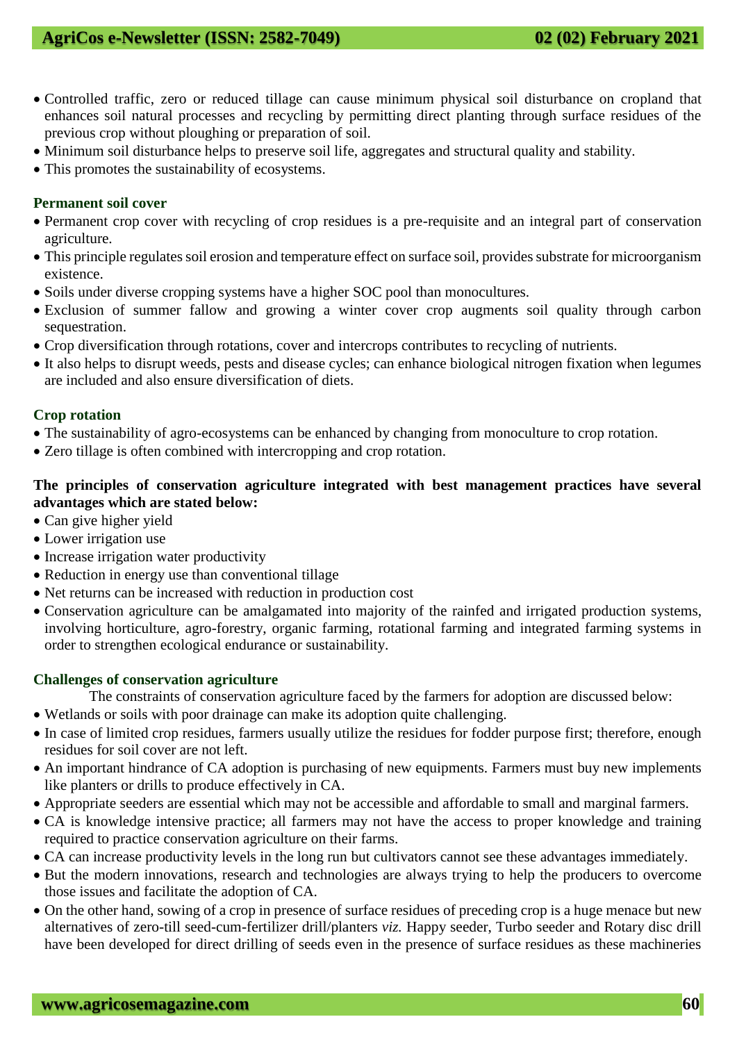- Controlled traffic, zero or reduced tillage can cause minimum physical soil disturbance on cropland that enhances soil natural processes and recycling by permitting direct planting through surface residues of the previous crop without ploughing or preparation of soil.
- Minimum soil disturbance helps to preserve soil life, aggregates and structural quality and stability.
- This promotes the sustainability of ecosystems.

**Permanent soil cover**

- Permanent crop cover with recycling of crop residues is a pre-requisite and an integral part of conservation agriculture.
- This principle regulates soil erosion and temperature effect on surface soil, provides substrate for microorganism existence.
- Soils under diverse cropping systems have a higher SOC pool than monocultures.
- Exclusion of summer fallow and growing a winter cover crop augments soil quality through carbon sequestration.
- Crop diversification through rotations, cover and intercrops contributes to recycling of nutrients.
- It also helps to disrupt weeds, pests and disease cycles; can enhance biological nitrogen fixation when legumes are included and also ensure diversification of diets.

**Crop rotation**

- The sustainability of agro-ecosystems can be enhanced by changing from monoculture to crop rotation.
- Zero tillage is often combined with intercropping and crop rotation.

**The principles of conservation agriculture integrated with best management practices have several advantages which are stated below:**

- Can give higher yield
- Lower irrigation use
- Increase irrigation water productivity
- Reduction in energy use than conventional tillage
- Net returns can be increased with reduction in production cost
- Conservation agriculture can be amalgamated into majority of the rainfed and irrigated production systems, involving horticulture, agro-forestry, organic farming, rotational farming and integrated farming systems in order to strengthen ecological endurance or sustainability.

**Challenges of conservation agriculture**

The constraints of conservation agriculture faced by the farmers for adoption are discussed below:

- Wetlands or soils with poor drainage can make its adoption quite challenging.
- In case of limited crop residues, farmers usually utilize the residues for fodder purpose first; therefore, enough residues for soil cover are not left.
- An important hindrance of CA adoption is purchasing of new equipments. Farmers must buy new implements like planters or drills to produce effectively in CA.
- Appropriate seeders are essential which may not be accessible and affordable to small and marginal farmers.
- CA is knowledge intensive practice; all farmers may not have the access to proper knowledge and training required to practice conservation agriculture on their farms.
- CA can increase productivity levels in the long run but cultivators cannot see these advantages immediately.
- But the modern innovations, research and technologies are always trying to help the producers to overcome those issues and facilitate the adoption of CA.
- On the other hand, sowing of a crop in presence of surface residues of preceding crop is a huge menace but new alternatives of zero-till seed-cum-fertilizer drill/planters *viz.* Happy seeder, Turbo seeder and Rotary disc drill have been developed for direct drilling of seeds even in the presence of surface residues as these machineries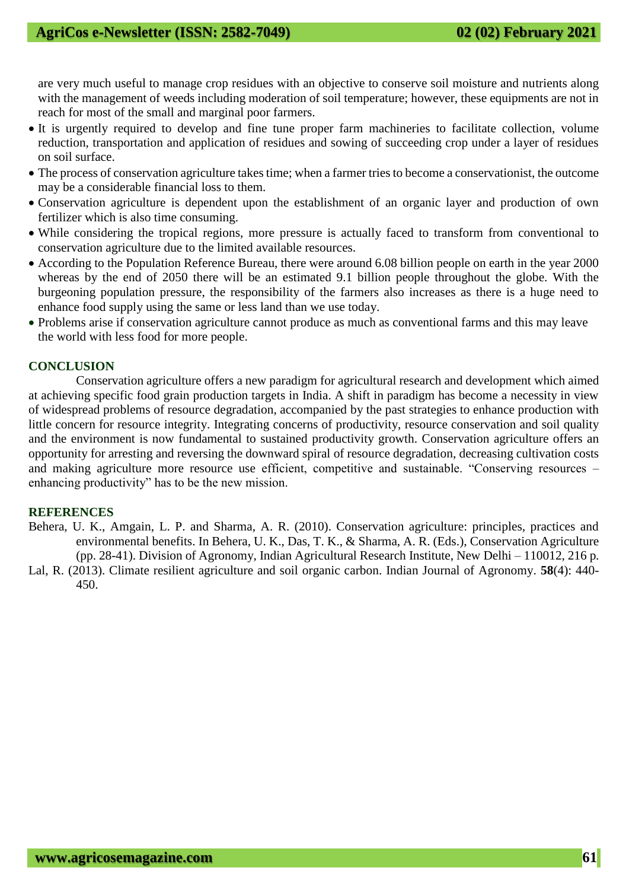are very much useful to manage crop residues with an objective to conserve soil moisture and nutrients along with the management of weeds including moderation of soil temperature; however, these equipments are not in reach for most of the small and marginal poor farmers.

- It is urgently required to develop and fine tune proper farm machineries to facilitate collection, volume reduction, transportation and application of residues and sowing of succeeding crop under a layer of residues on soil surface.
- The process of conservation agriculture takes time; when a farmer tries to become a conservationist, the outcome may be a considerable financial loss to them.
- Conservation agriculture is dependent upon the establishment of an organic layer and production of own fertilizer which is also time consuming.
- While considering the tropical regions, more pressure is actually faced to transform from conventional to conservation agriculture due to the limited available resources.
- According to the Population Reference Bureau, there were around 6.08 billion people on earth in the year 2000 whereas by the end of 2050 there will be an estimated 9.1 billion people throughout the globe. With the burgeoning population pressure, the responsibility of the farmers also increases as there is a huge need to enhance food supply using the same or less land than we use today.
- Problems arise if conservation agriculture cannot produce as much as conventional farms and this may leave the world with less food for more people.

## CONCLUSION

Conservation agriculture offers a new paradigm for agricultural research and development which aimed at achieving specific food grain production targets in India. A shift in paradigm has become a necessity in view of widespread problems of resource degradation, accompanied by the past strategies to enhance production with little concern for resource integrity. Integrating concerns of productivity, resource conservation and soil quality and the environment is now fundamental to sustained productivity growth. Conservation agriculture offers an opportunity for arresting and reversing the downward spiral of resource degradation, decreasing cultivation costs and making agriculture more resource use efficient, competitive and sustainable. "Conserving resources – enhancing productivity" has to be the new mission.

## REFERENCES

Behera, U. K., Amgain, L. P. and Sharma, A. R. (2010). Conservation agriculture: principles, practices and environmental benefits. In Behera, U. K., Das, T. K., & Sharma, A. R. (Eds.), Conservation Agriculture (pp. 28-41). Division of Agronomy, Indian Agricultural Research Institute, New Delhi – 110012, 216 p.

Lal, R. (2013). Climate resilient agriculture and soil organic carbon. Indian Journal of Agronomy. **58**(4): 440-450.